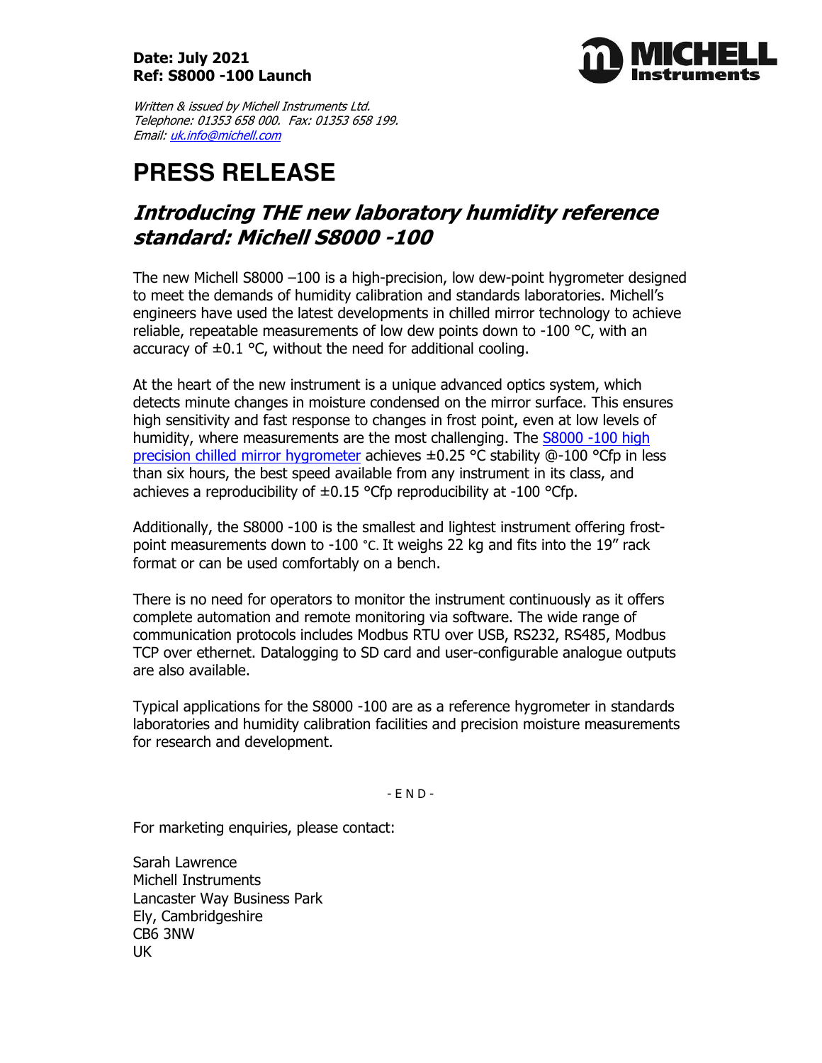**Date: July 2021**
**Ref: S8000 -100 Launch**

*Written & issued by Michell Instruments Ltd.*
*Telephone: 01353 658 000. Fax: 01353 658 199.*
*Email: [uk.info@michell.com](mailto:uk.info@michell.com)*

# PRESS RELEASE

## *Introducing THE new laboratory humidity reference standard: Michell S8000 -100*

The new Michell S8000 –100 is a high-precision, low dew-point hygrometer designed to meet the demands of humidity calibration and standards laboratories. Michell's engineers have used the latest developments in chilled mirror technology to achieve reliable, repeatable measurements of low dew points down to -100 °C, with an accuracy of ±0.1 °C, without the need for additional cooling.

At the heart of the new instrument is a unique advanced optics system, which detects minute changes in moisture condensed on the mirror surface. This ensures high sensitivity and fast response to changes in frost point, even at low levels of humidity, where measurements are the most challenging. The S8000 -100 high precision chilled mirror hygrometer achieves ±0.25 °C stability @-100 °Cfp in less than six hours, the best speed available from any instrument in its class, and achieves a reproducibility of ±0.15 °Cfp reproducibility at -100 °Cfp.

Additionally, the S8000 -100 is the smallest and lightest instrument offering frost-point measurements down to -100 °C. It weighs 22 kg and fits into the 19" rack format or can be used comfortably on a bench.

There is no need for operators to monitor the instrument continuously as it offers complete automation and remote monitoring via software. The wide range of communication protocols includes Modbus RTU over USB, RS232, RS485, Modbus TCP over ethernet. Datalogging to SD card and user-configurable analogue outputs are also available.

Typical applications for the S8000 -100 are as a reference hygrometer in standards laboratories and humidity calibration facilities and precision moisture measurements for research and development.

- E N D -

For marketing enquiries, please contact:

Sarah Lawrence
Michell Instruments
Lancaster Way Business Park
Ely, Cambridgeshire
CB6 3NW
UK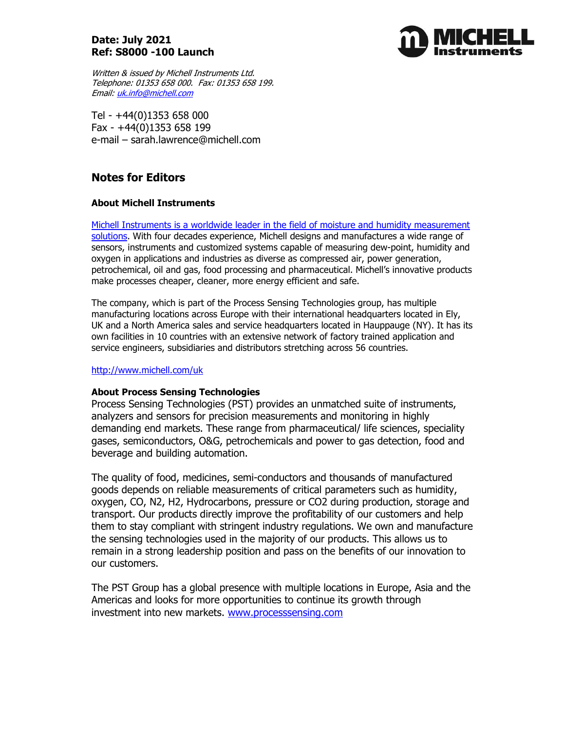**Date: July 2021**
**Ref: S8000 -100 Launch**

*Written & issued by Michell Instruments Ltd.*
*Telephone: 01353 658 000. Fax: 01353 658 199.*
*Email: uk.info@michell.com*

Tel - +44(0)1353 658 000
Fax - +44(0)1353 658 199
e-mail – sarah.lawrence@michell.com

## Notes for Editors

### About Michell Instruments

Michell Instruments is a worldwide leader in the field of moisture and humidity measurement solutions. With four decades experience, Michell designs and manufactures a wide range of sensors, instruments and customized systems capable of measuring dew-point, humidity and oxygen in applications and industries as diverse as compressed air, power generation, petrochemical, oil and gas, food processing and pharmaceutical. Michell's innovative products make processes cheaper, cleaner, more energy efficient and safe.

The company, which is part of the Process Sensing Technologies group, has multiple manufacturing locations across Europe with their international headquarters located in Ely, UK and a North America sales and service headquarters located in Hauppauge (NY). It has its own facilities in 10 countries with an extensive network of factory trained application and service engineers, subsidiaries and distributors stretching across 56 countries.

http://www.michell.com/uk

### About Process Sensing Technologies

Process Sensing Technologies (PST) provides an unmatched suite of instruments, analyzers and sensors for precision measurements and monitoring in highly demanding end markets. These range from pharmaceutical/ life sciences, speciality gases, semiconductors, O&G, petrochemicals and power to gas detection, food and beverage and building automation.

The quality of food, medicines, semi-conductors and thousands of manufactured goods depends on reliable measurements of critical parameters such as humidity, oxygen, CO, $N_2$, $H_2$, Hydrocarbons, pressure or $CO_2$ during production, storage and transport. Our products directly improve the profitability of our customers and help them to stay compliant with stringent industry regulations. We own and manufacture the sensing technologies used in the majority of our products. This allows us to remain in a strong leadership position and pass on the benefits of our innovation to our customers.

The PST Group has a global presence with multiple locations in Europe, Asia and the Americas and looks for more opportunities to continue its growth through investment into new markets. www.processsensing.com